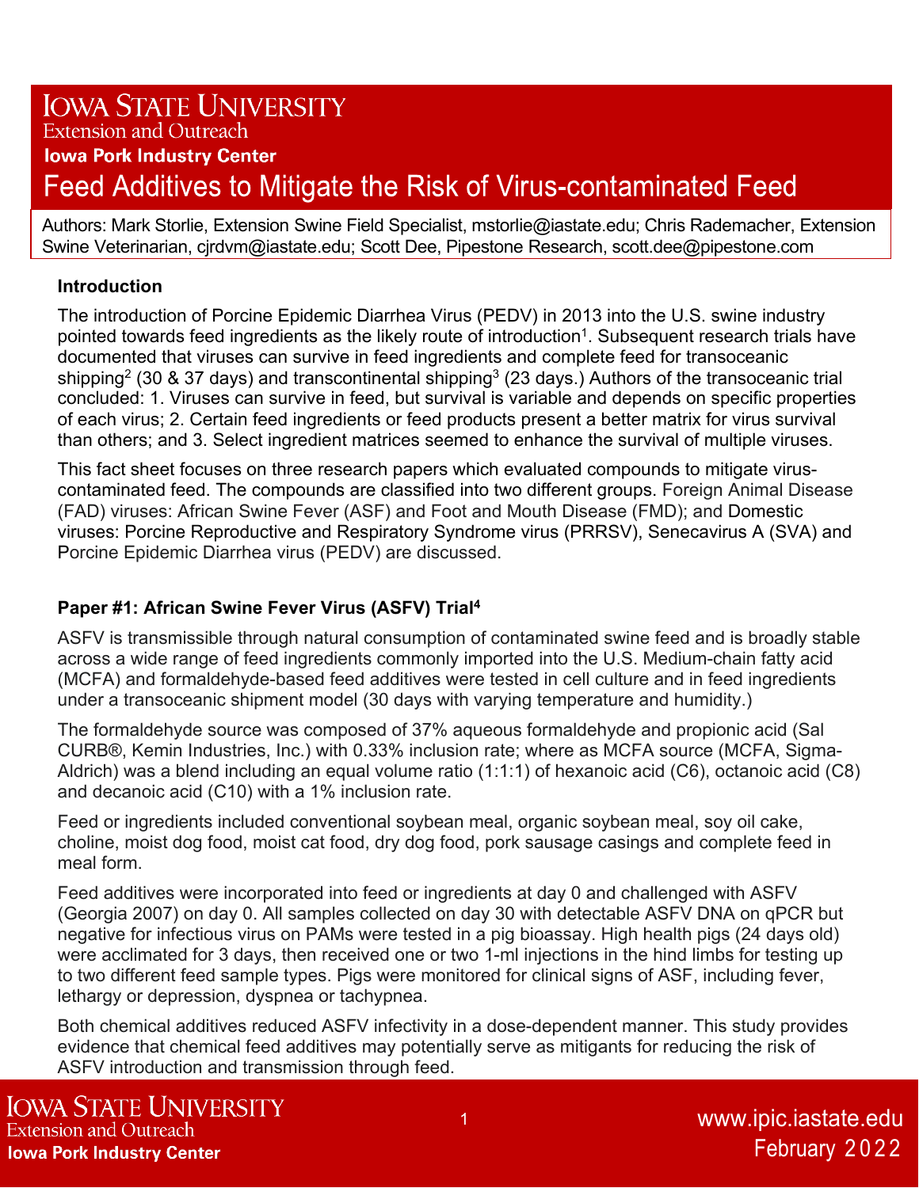Iowa State University Extension and Outreach

Iowa Pork Industry Center

# Feed Additives to Mitigate the Risk of Virus-contaminated Feed

Authors: Mark Storlie, Extension Swine Field Specialist, mstorlie@iastate.edu; Chris Rademacher, Extension Swine Veterinarian, cjrdvm@iastate.edu; Scott Dee, Pipestone Research, scott.dee@pipestone.com

## Introduction

The introduction of Porcine Epidemic Diarrhea Virus (PEDV) in 2013 into the U.S. swine industry pointed towards feed ingredients as the likely route of introduction[1]. Subsequent research trials have documented that viruses can survive in feed ingredients and complete feed for transoceanic shipping[2] (30 & 37 days) and transcontinental shipping[3] (23 days.) Authors of the transoceanic trial concluded: 1. Viruses can survive in feed, but survival is variable and depends on specific properties of each virus; 2. Certain feed ingredients or feed products present a better matrix for virus survival than others; and 3. Select ingredient matrices seemed to enhance the survival of multiple viruses.

This fact sheet focuses on three research papers which evaluated compounds to mitigate virus-contaminated feed. The compounds are classified into two different groups. Foreign Animal Disease (FAD) viruses: African Swine Fever (ASF) and Foot and Mouth Disease (FMD); and Domestic viruses: Porcine Reproductive and Respiratory Syndrome virus (PRRSV), Senecavirus A (SVA) and Porcine Epidemic Diarrhea virus (PEDV) are discussed.

## Paper #1: African Swine Fever Virus (ASFV) Trial[4]

ASFV is transmissible through natural consumption of contaminated swine feed and is broadly stable across a wide range of feed ingredients commonly imported into the U.S. Medium-chain fatty acid (MCFA) and formaldehyde-based feed additives were tested in cell culture and in feed ingredients under a transoceanic shipment model (30 days with varying temperature and humidity.)

The formaldehyde source was composed of 37% aqueous formaldehyde and propionic acid (Sal CURB®, Kemin Industries, Inc.) with 0.33% inclusion rate; where as MCFA source (MCFA, Sigma-Aldrich) was a blend including an equal volume ratio (1:1:1) of hexanoic acid (C6), octanoic acid (C8) and decanoic acid (C10) with a 1% inclusion rate.

Feed or ingredients included conventional soybean meal, organic soybean meal, soy oil cake, choline, moist dog food, moist cat food, dry dog food, pork sausage casings and complete feed in meal form.

Feed additives were incorporated into feed or ingredients at day 0 and challenged with ASFV (Georgia 2007) on day 0. All samples collected on day 30 with detectable ASFV DNA on qPCR but negative for infectious virus on PAMs were tested in a pig bioassay. High health pigs (24 days old) were acclimated for 3 days, then received one or two 1-ml injections in the hind limbs for testing up to two different feed sample types. Pigs were monitored for clinical signs of ASF, including fever, lethargy or depression, dyspnea or tachypnea.

Both chemical additives reduced ASFV infectivity in a dose-dependent manner. This study provides evidence that chemical feed additives may potentially serve as mitigants for reducing the risk of ASFV introduction and transmission through feed.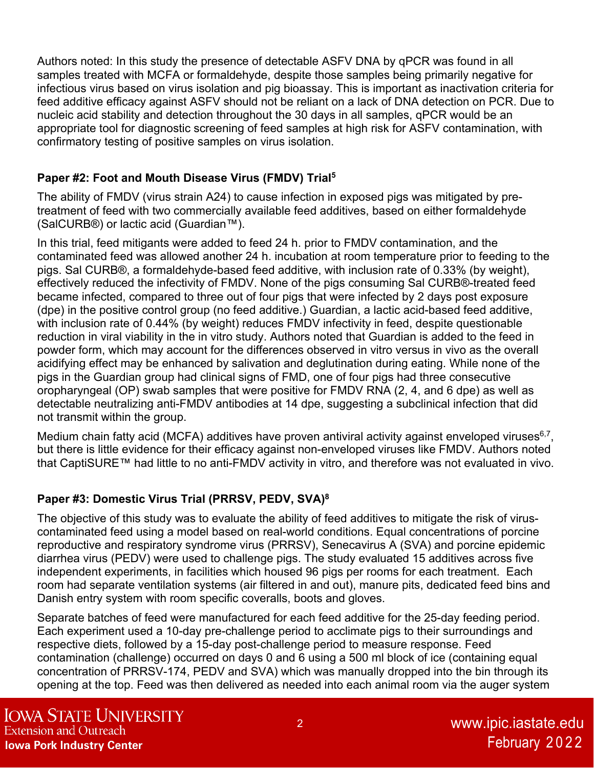Authors noted: In this study the presence of detectable ASFV DNA by qPCR was found in all samples treated with MCFA or formaldehyde, despite those samples being primarily negative for infectious virus based on virus isolation and pig bioassay. This is important as inactivation criteria for feed additive efficacy against ASFV should not be reliant on a lack of DNA detection on PCR. Due to nucleic acid stability and detection throughout the 30 days in all samples, qPCR would be an appropriate tool for diagnostic screening of feed samples at high risk for ASFV contamination, with confirmatory testing of positive samples on virus isolation.

### Paper #2: Foot and Mouth Disease Virus (FMDV) Trial[5]

The ability of FMDV (virus strain A24) to cause infection in exposed pigs was mitigated by pre-treatment of feed with two commercially available feed additives, based on either formaldehyde (SalCURB®) or lactic acid (Guardian™).

In this trial, feed mitigants were added to feed 24 h. prior to FMDV contamination, and the contaminated feed was allowed another 24 h. incubation at room temperature prior to feeding to the pigs. Sal CURB®, a formaldehyde-based feed additive, with inclusion rate of 0.33% (by weight), effectively reduced the infectivity of FMDV. None of the pigs consuming Sal CURB®-treated feed became infected, compared to three out of four pigs that were infected by 2 days post exposure (dpe) in the positive control group (no feed additive.) Guardian, a lactic acid-based feed additive, with inclusion rate of 0.44% (by weight) reduces FMDV infectivity in feed, despite questionable reduction in viral viability in the in vitro study. Authors noted that Guardian is added to the feed in powder form, which may account for the differences observed in vitro versus in vivo as the overall acidifying effect may be enhanced by salivation and deglutination during eating. While none of the pigs in the Guardian group had clinical signs of FMD, one of four pigs had three consecutive oropharyngeal (OP) swab samples that were positive for FMDV RNA (2, 4, and 6 dpe) as well as detectable neutralizing anti-FMDV antibodies at 14 dpe, suggesting a subclinical infection that did not transmit within the group.

Medium chain fatty acid (MCFA) additives have proven antiviral activity against enveloped viruses[6,7], but there is little evidence for their efficacy against non-enveloped viruses like FMDV. Authors noted that CaptiSURE™ had little to no anti-FMDV activity in vitro, and therefore was not evaluated in vivo.

### Paper #3: Domestic Virus Trial (PRRSV, PEDV, SVA)[8]

The objective of this study was to evaluate the ability of feed additives to mitigate the risk of virus-contaminated feed using a model based on real-world conditions. Equal concentrations of porcine reproductive and respiratory syndrome virus (PRRSV), Senecavirus A (SVA) and porcine epidemic diarrhea virus (PEDV) were used to challenge pigs. The study evaluated 15 additives across five independent experiments, in facilities which housed 96 pigs per rooms for each treatment. Each room had separate ventilation systems (air filtered in and out), manure pits, dedicated feed bins and Danish entry system with room specific coveralls, boots and gloves.

Separate batches of feed were manufactured for each feed additive for the 25-day feeding period. Each experiment used a 10-day pre-challenge period to acclimate pigs to their surroundings and respective diets, followed by a 15-day post-challenge period to measure response. Feed contamination (challenge) occurred on days 0 and 6 using a 500 ml block of ice (containing equal concentration of PRRSV-174, PEDV and SVA) which was manually dropped into the bin through its opening at the top. Feed was then delivered as needed into each animal room via the auger system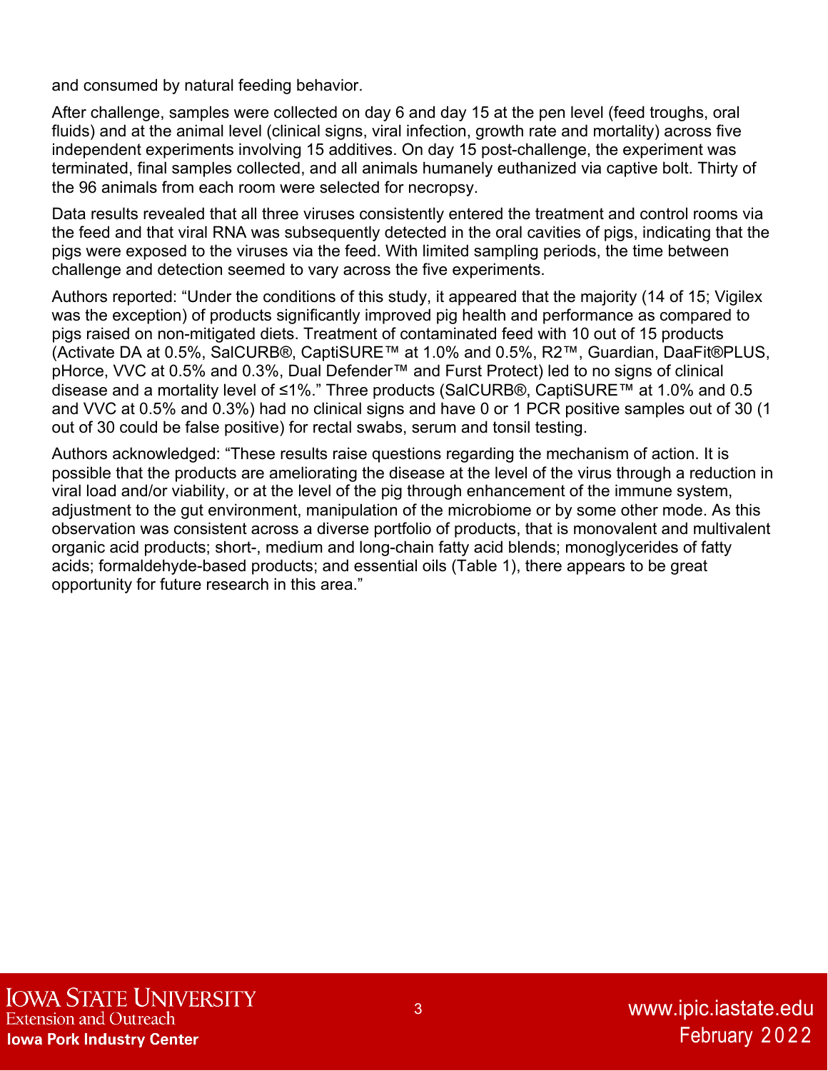and consumed by natural feeding behavior.

After challenge, samples were collected on day 6 and day 15 at the pen level (feed troughs, oral fluids) and at the animal level (clinical signs, viral infection, growth rate and mortality) across five independent experiments involving 15 additives. On day 15 post-challenge, the experiment was terminated, final samples collected, and all animals humanely euthanized via captive bolt. Thirty of the 96 animals from each room were selected for necropsy.

Data results revealed that all three viruses consistently entered the treatment and control rooms via the feed and that viral RNA was subsequently detected in the oral cavities of pigs, indicating that the pigs were exposed to the viruses via the feed. With limited sampling periods, the time between challenge and detection seemed to vary across the five experiments.

Authors reported: “Under the conditions of this study, it appeared that the majority (14 of 15; Vigilex was the exception) of products significantly improved pig health and performance as compared to pigs raised on non-mitigated diets. Treatment of contaminated feed with 10 out of 15 products (Activate DA at 0.5%, SalCURB®, CaptiSURE™ at 1.0% and 0.5%, R2™, Guardian, DaaFit®PLUS, pHorce, VVC at 0.5% and 0.3%, Dual Defender™ and Furst Protect) led to no signs of clinical disease and a mortality level of ≤1%.” Three products (SalCURB®, CaptiSURE™ at 1.0% and 0.5 and VVC at 0.5% and 0.3%) had no clinical signs and have 0 or 1 PCR positive samples out of 30 (1 out of 30 could be false positive) for rectal swabs, serum and tonsil testing.

Authors acknowledged: “These results raise questions regarding the mechanism of action. It is possible that the products are ameliorating the disease at the level of the virus through a reduction in viral load and/or viability, or at the level of the pig through enhancement of the immune system, adjustment to the gut environment, manipulation of the microbiome or by some other mode. As this observation was consistent across a diverse portfolio of products, that is monovalent and multivalent organic acid products; short-, medium and long-chain fatty acid blends; monoglycerides of fatty acids; formaldehyde-based products; and essential oils (Table 1), there appears to be great opportunity for future research in this area.”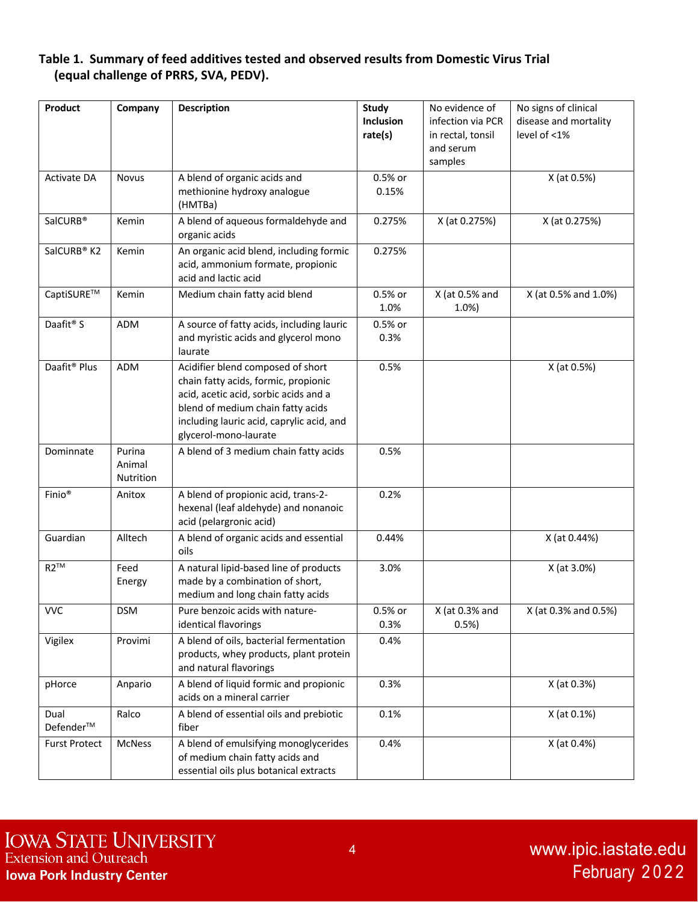**Table 1. Summary of feed additives tested and observed results from Domestic Virus Trial (equal challenge of PRRS, SVA, PEDV).**

| Product | Company | Description | Study Inclusion rate(s) | No evidence of infection via PCR in rectal, tonsil and serum samples | No signs of clinical disease and mortality level of <1% |
|---|---|---|---|---|---|
| Activate DA | Novus | A blend of organic acids and methionine hydroxy analogue (HMTBa) | 0.5% or 0.15% | | X (at 0.5%) |
| SalCURB® | Kemin | A blend of aqueous formaldehyde and organic acids | 0.275% | X (at 0.275%) | X (at 0.275%) |
| SalCURB® K2 | Kemin | An organic acid blend, including formic acid, ammonium formate, propionic acid and lactic acid | 0.275% | | |
| CaptiSURE™ | Kemin | Medium chain fatty acid blend | 0.5% or 1.0% | X (at 0.5% and 1.0%) | X (at 0.5% and 1.0%) |
| Daafit® S | ADM | A source of fatty acids, including lauric and myristic acids and glycerol mono laurate | 0.5% or 0.3% | | |
| Daafit® Plus | ADM | Acidifier blend composed of short chain fatty acids, formic, propionic acid, acetic acid, sorbic acids and a blend of medium chain fatty acids including lauric acid, caprylic acid, and glycerol-mono-laurate | 0.5% | | X (at 0.5%) |
| Dominnate | Purina Animal Nutrition | A blend of 3 medium chain fatty acids | 0.5% | | |
| Finio® | Anitox | A blend of propionic acid, trans-2-hexenal (leaf aldehyde) and nonanoic acid (pelargronic acid) | 0.2% | | |
| Guardian | Alltech | A blend of organic acids and essential oils | 0.44% | | X (at 0.44%) |
| R2™ | Feed Energy | A natural lipid-based line of products made by a combination of short, medium and long chain fatty acids | 3.0% | | X (at 3.0%) |
| VVC | DSM | Pure benzoic acids with nature-identical flavorings | 0.5% or 0.3% | X (at 0.3% and 0.5%) | X (at 0.3% and 0.5%) |
| Vigilex | Provimi | A blend of oils, bacterial fermentation products, whey products, plant protein and natural flavorings | 0.4% | | |
| pHorce | Anpario | A blend of liquid formic and propionic acids on a mineral carrier | 0.3% | | X (at 0.3%) |
| Dual Defender™ | Ralco | A blend of essential oils and prebiotic fiber | 0.1% | | X (at 0.1%) |
| Furst Protect | McNess | A blend of emulsifying monoglycerides of medium chain fatty acids and essential oils plus botanical extracts | 0.4% | | X (at 0.4%) |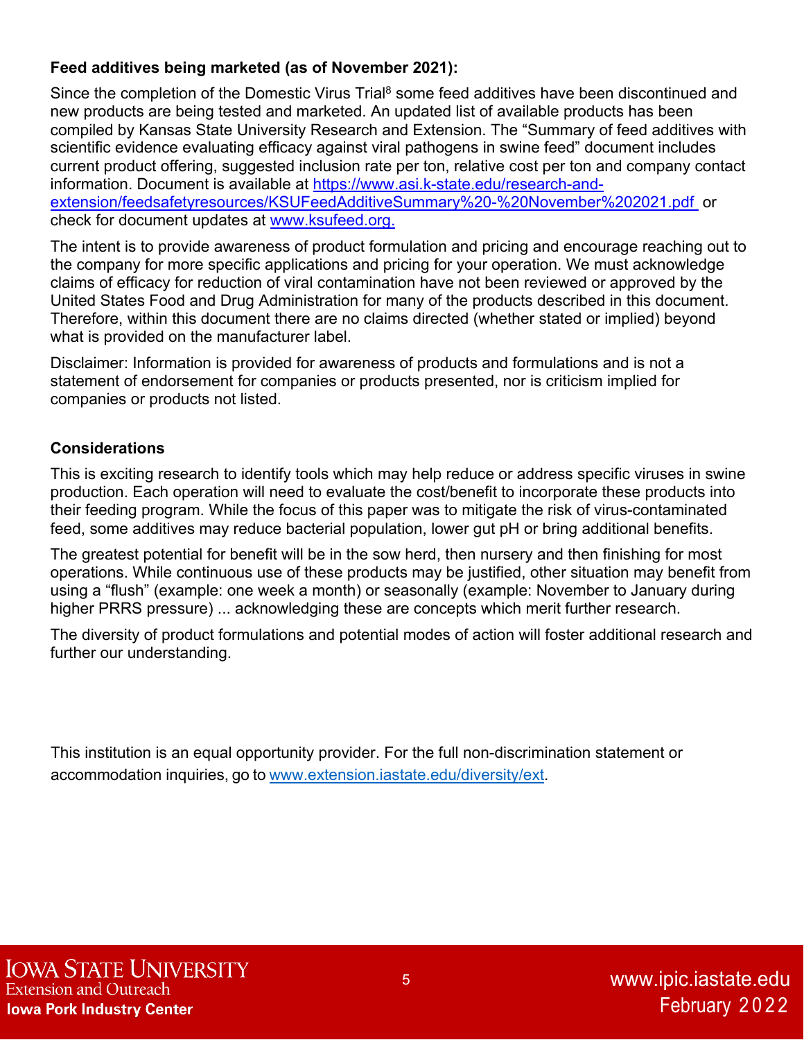**Feed additives being marketed (as of November 2021):**

Since the completion of the Domestic Virus Trial[8] some feed additives have been discontinued and new products are being tested and marketed. An updated list of available products has been compiled by Kansas State University Research and Extension. The "Summary of feed additives with scientific evidence evaluating efficacy against viral pathogens in swine feed" document includes current product offering, suggested inclusion rate per ton, relative cost per ton and company contact information. Document is available at https://www.asi.k-state.edu/research-and-extension/feedsafetyresources/KSUFeedAdditiveSummary%20-%20November%202021.pdf or check for document updates at www.ksufeed.org.

The intent is to provide awareness of product formulation and pricing and encourage reaching out to the company for more specific applications and pricing for your operation. We must acknowledge claims of efficacy for reduction of viral contamination have not been reviewed or approved by the United States Food and Drug Administration for many of the products described in this document. Therefore, within this document there are no claims directed (whether stated or implied) beyond what is provided on the manufacturer label.

Disclaimer: Information is provided for awareness of products and formulations and is not a statement of endorsement for companies or products presented, nor is criticism implied for companies or products not listed.

**Considerations**

This is exciting research to identify tools which may help reduce or address specific viruses in swine production. Each operation will need to evaluate the cost/benefit to incorporate these products into their feeding program. While the focus of this paper was to mitigate the risk of virus-contaminated feed, some additives may reduce bacterial population, lower gut pH or bring additional benefits.

The greatest potential for benefit will be in the sow herd, then nursery and then finishing for most operations. While continuous use of these products may be justified, other situation may benefit from using a "flush" (example: one week a month) or seasonally (example: November to January during higher PRRS pressure) ... acknowledging these are concepts which merit further research.

The diversity of product formulations and potential modes of action will foster additional research and further our understanding.

This institution is an equal opportunity provider. For the full non-discrimination statement or accommodation inquiries, go to www.extension.iastate.edu/diversity/ext.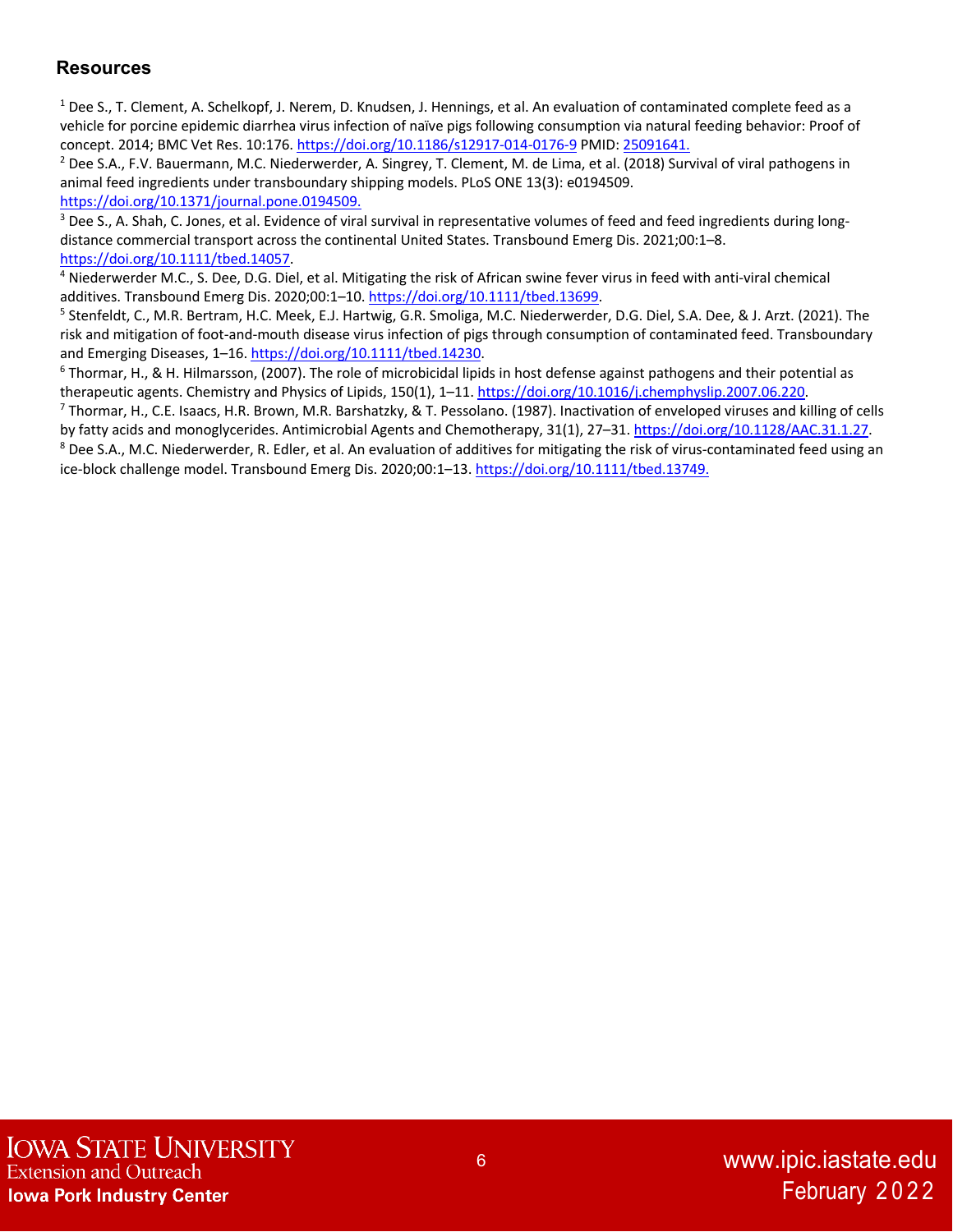## Resources

[1] Dee S., T. Clement, A. Schelkopf, J. Nerem, D. Knudsen, J. Hennings, et al. An evaluation of contaminated complete feed as a vehicle for porcine epidemic diarrhea virus infection of naïve pigs following consumption via natural feeding behavior: Proof of concept. 2014; BMC Vet Res. 10:176. https://doi.org/10.1186/s12917-014-0176-9 PMID: 25091641.

[2] Dee S.A., F.V. Bauermann, M.C. Niederwerder, A. Singrey, T. Clement, M. de Lima, et al. (2018) Survival of viral pathogens in animal feed ingredients under transboundary shipping models. PLoS ONE 13(3): e0194509. https://doi.org/10.1371/journal.pone.0194509.

[3] Dee S., A. Shah, C. Jones, et al. Evidence of viral survival in representative volumes of feed and feed ingredients during long-distance commercial transport across the continental United States. Transbound Emerg Dis. 2021;00:1–8. https://doi.org/10.1111/tbed.14057.

[4] Niederwerder M.C., S. Dee, D.G. Diel, et al. Mitigating the risk of African swine fever virus in feed with anti-viral chemical additives. Transbound Emerg Dis. 2020;00:1–10. https://doi.org/10.1111/tbed.13699.

[5] Stenfeldt, C., M.R. Bertram, H.C. Meek, E.J. Hartwig, G.R. Smoliga, M.C. Niederwerder, D.G. Diel, S.A. Dee, & J. Arzt. (2021). The risk and mitigation of foot-and-mouth disease virus infection of pigs through consumption of contaminated feed. Transboundary and Emerging Diseases, 1–16. https://doi.org/10.1111/tbed.14230.

[6] Thormar, H., & H. Hilmarsson, (2007). The role of microbicidal lipids in host defense against pathogens and their potential as therapeutic agents. Chemistry and Physics of Lipids, 150(1), 1–11. https://doi.org/10.1016/j.chemphyslip.2007.06.220.

[7] Thormar, H., C.E. Isaacs, H.R. Brown, M.R. Barshatzky, & T. Pessolano. (1987). Inactivation of enveloped viruses and killing of cells by fatty acids and monoglycerides. Antimicrobial Agents and Chemotherapy, 31(1), 27–31. https://doi.org/10.1128/AAC.31.1.27.

[8] Dee S.A., M.C. Niederwerder, R. Edler, et al. An evaluation of additives for mitigating the risk of virus-contaminated feed using an ice-block challenge model. Transbound Emerg Dis. 2020;00:1–13. https://doi.org/10.1111/tbed.13749.